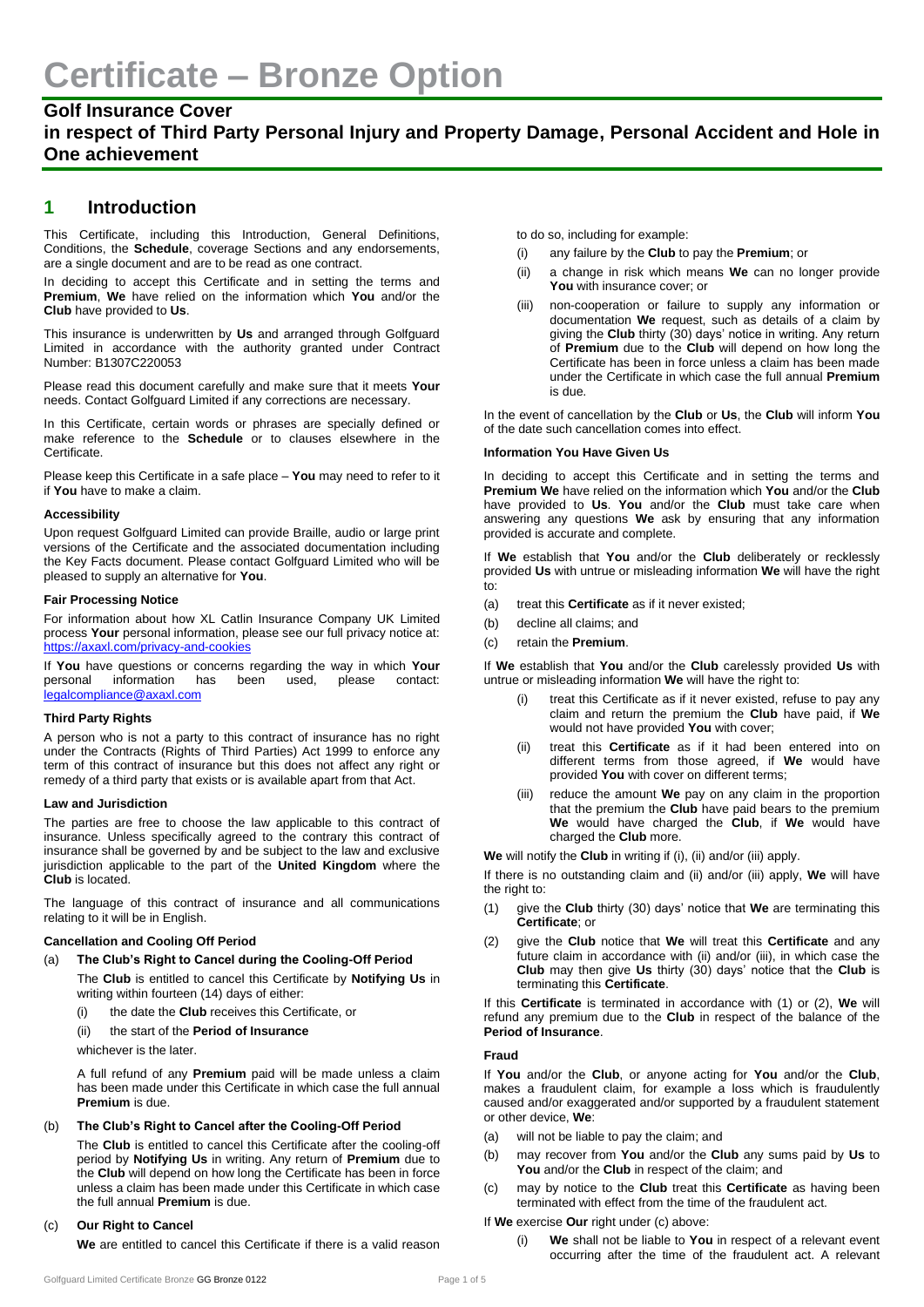# Certificate – Bronze Option

## Golf Insurance Cover in respect of Third Party Personal Injury and Property Damage, Personal Accident and Hole in One achievement

## 1 Introduction

This Certificate, including this Introduction, General Definitions, Conditions, the **Schedule**, coverage Sections and any endorsements, are a single document and are to be read as one contract.

In deciding to accept this Certificate and in setting the terms and **Premium**, **We** have relied on the information which **You** and/or the **Club** have provided to **Us**.

This insurance is underwritten by **Us** and arranged through Golfguard Limited in accordance with the authority granted under Contract Number: B1307C220053

Please read this document carefully and make sure that it meets **Your** needs. Contact Golfguard Limited if any corrections are necessary.

In this Certificate, certain words or phrases are specially defined or make reference to the **Schedule** or to clauses elsewhere in the Certificate.

Please keep this Certificate in a safe place – **You** may need to refer to it if **You** have to make a claim.

#### Accessibility

Upon request Golfguard Limited can provide Braille, audio or large print versions of the Certificate and the associated documentation including the Key Facts document. Please contact Golfguard Limited who will be pleased to supply an alternative for **You**.

#### Fair Processing Notice

For information about how XL Catlin Insurance Company UK Limited process **Your** personal information, please see our full privacy notice at: https://axaxl.com/privacy-and-cookies

If **You** have questions or concerns regarding the way in which **Your** personal information has been used, please contact: legalcompliance@axaxl.com

#### Third Party Rights

A person who is not a party to this contract of insurance has no right under the Contracts (Rights of Third Parties) Act 1999 to enforce any term of this contract of insurance but this does not affect any right or remedy of a third party that exists or is available apart from that Act.

#### Law and Jurisdiction

The parties are free to choose the law applicable to this contract of insurance. Unless specifically agreed to the contrary this contract of insurance shall be governed by and be subject to the law and exclusive jurisdiction applicable to the part of the **United Kingdom** where the **Club** is located.

The language of this contract of insurance and all communications relating to it will be in English.

#### Cancellation and Cooling Off Period

(a) **The Club's Right to Cancel during the Cooling-Off Period**

The **Club** is entitled to cancel this Certificate by **Notifying Us** in writing within fourteen (14) days of either:

(i) the date the **Club** receives this Certificate, or

(ii) the start of the **Period of Insurance**

whichever is the later.

A full refund of any **Premium** paid will be made unless a claim has been made under this Certificate in which case the full annual **Premium** is due.

(b) **The Club's Right to Cancel after the Cooling-Off Period**

The **Club** is entitled to cancel this Certificate after the cooling-off period by **Notifying Us** in writing. Any return of **Premium** due to the **Club** will depend on how long the Certificate has been in force unless a claim has been made under this Certificate in which case the full annual **Premium** is due.

(c) **Our Right to Cancel**

**We** are entitled to cancel this Certificate if there is a valid reason to do so, including for example:

(i) any failure by the **Club** to pay the **Premium**; or

(ii) a change in risk which means **We** can no longer provide **You** with insurance cover; or

(iii) non-cooperation or failure to supply any information or documentation **We** request, such as details of a claim by giving the **Club** thirty (30) days' notice in writing. Any return of **Premium** due to the **Club** will depend on how long the Certificate has been in force unless a claim has been made under the Certificate in which case the full annual **Premium** is due.

In the event of cancellation by the **Club** or **Us**, the **Club** will inform **You** of the date such cancellation comes into effect.

#### Information You Have Given Us

In deciding to accept this Certificate and in setting the terms and **Premium We** have relied on the information which **You** and/or the **Club** have provided to **Us**. **You** and/or the **Club** must take care when answering any questions **We** ask by ensuring that any information provided is accurate and complete.

If **We** establish that **You** and/or the **Club** deliberately or recklessly provided **Us** with untrue or misleading information **We** will have the right to:

(a) treat this **Certificate** as if it never existed;

(b) decline all claims; and

(c) retain the **Premium**.

If **We** establish that **You** and/or the **Club** carelessly provided **Us** with untrue or misleading information **We** will have the right to:

(i) treat this Certificate as if it never existed, refuse to pay any claim and return the premium the **Club** have paid, if **We** would not have provided **You** with cover;

(ii) treat this **Certificate** as if it had been entered into on different terms from those agreed, if **We** would have provided **You** with cover on different terms;

(iii) reduce the amount **We** pay on any claim in the proportion that the premium the **Club** have paid bears to the premium **We** would have charged the **Club**, if **We** would have charged the **Club** more.

**We** will notify the **Club** in writing if (i), (ii) and/or (iii) apply.

If there is no outstanding claim and (ii) and/or (iii) apply, **We** will have the right to:

(1) give the **Club** thirty (30) days' notice that **We** are terminating this **Certificate**; or

(2) give the **Club** notice that **We** will treat this **Certificate** and any future claim in accordance with (ii) and/or (iii), in which case the **Club** may then give **Us** thirty (30) days' notice that the **Club** is terminating this **Certificate**.

If this **Certificate** is terminated in accordance with (1) or (2), **We** will refund any premium due to the **Club** in respect of the balance of the **Period of Insurance**.

#### Fraud

If **You** and/or the **Club**, or anyone acting for **You** and/or the **Club**, makes a fraudulent claim, for example a loss which is fraudulently caused and/or exaggerated and/or supported by a fraudulent statement or other device, **We**:

(a) will not be liable to pay the claim; and

(b) may recover from **You** and/or the **Club** any sums paid by **Us** to **You** and/or the **Club** in respect of the claim; and

(c) may by notice to the **Club** treat this **Certificate** as having been terminated with effect from the time of the fraudulent act.

If **We** exercise **Our** right under (c) above:

(i) **We** shall not be liable to **You** in respect of a relevant event occurring after the time of the fraudulent act. A relevant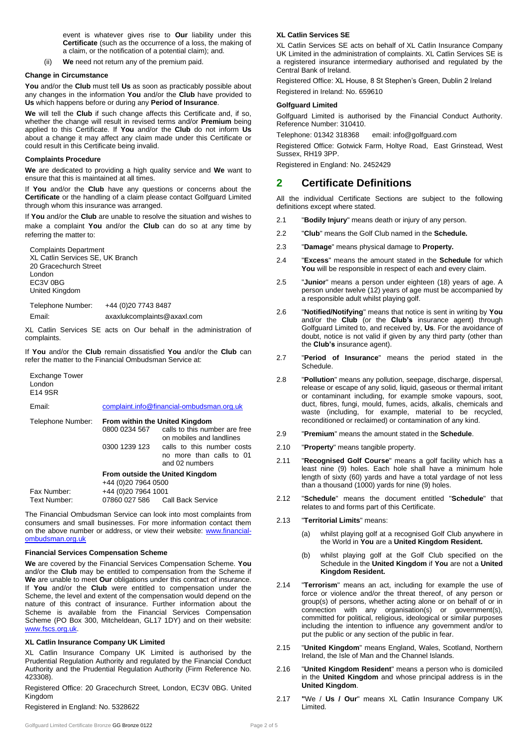event is whatever gives rise to **Our** liability under this **Certificate** (such as the occurrence of a loss, the making of a claim, or the notification of a potential claim); and.

(ii) **We** need not return any of the premium paid.

**Change in Circumstance**

**You** and/or the **Club** must tell **Us** as soon as practicably possible about any changes in the information **You** and/or the **Club** have provided to **Us** which happens before or during any **Period of Insurance**.

**We** will tell the **Club** if such change affects this Certificate and, if so, whether the change will result in revised terms and/or **Premium** being applied to this Certificate. If **You** and/or the **Club** do not inform **Us** about a change it may affect any claim made under this Certificate or could result in this Certificate being invalid.

**Complaints Procedure**

**We** are dedicated to providing a high quality service and **We** want to ensure that this is maintained at all times.

If **You** and/or the **Club** have any questions or concerns about the **Certificate** or the handling of a claim please contact Golfguard Limited through whom this insurance was arranged.

If **You** and/or the **Club** are unable to resolve the situation and wishes to make a complaint **You** and/or the **Club** can do so at any time by referring the matter to:

Complaints Department
XL Catlin Services SE, UK Branch
20 Gracechurch Street
London
EC3V 0BG
United Kingdom

Telephone Number: +44 (0)20 7743 8487
Email: axaxlukcomplaints@axaxl.com

XL Catlin Services SE acts on Our behalf in the administration of complaints.

If **You** and/or the **Club** remain dissatisfied **You** and/or the **Club** can refer the matter to the Financial Ombudsman Service at:

Exchange Tower
London
E14 9SR

| | | |
|---|---|---|
| Email: | complaint.info@financial-ombudsman.org.uk | |
| Telephone Number: | **From within the United Kingdom** | |
| | 0800 0234 567 | calls to this number are free on mobiles and landlines |
| | 0300 1239 123 | calls to this number costs no more than calls to 01 and 02 numbers |
| | **From outside the United Kingdom** | |
| | +44 (0)20 7964 0500 | |
| Fax Number: | +44 (0)20 7964 1001 | |
| Text Number: | 07860 027 586 | Call Back Service |

The Financial Ombudsman Service can look into most complaints from consumers and small businesses. For more information contact them on the above number or address, or view their website: www.financial-ombudsman.org.uk

**Financial Services Compensation Scheme**

**We** are covered by the Financial Services Compensation Scheme. **You** and/or the **Club** may be entitled to compensation from the Scheme if **We** are unable to meet **Our** obligations under this contract of insurance. If **You** and/or the **Club** were entitled to compensation under the Scheme, the level and extent of the compensation would depend on the nature of this contract of insurance. Further information about the Scheme is available from the Financial Services Compensation Scheme (PO Box 300, Mitcheldean, GL17 1DY) and on their website: www.fscs.org.uk.

**XL Catlin Insurance Company UK Limited**

XL Catlin Insurance Company UK Limited is authorised by the Prudential Regulation Authority and regulated by the Financial Conduct Authority and the Prudential Regulation Authority (Firm Reference No. 423308).

Registered Office: 20 Gracechurch Street, London, EC3V 0BG. United Kingdom

Registered in England: No. 5328622

**XL Catlin Services SE**

XL Catlin Services SE acts on behalf of XL Catlin Insurance Company UK Limited in the administration of complaints. XL Catlin Services SE is a registered insurance intermediary authorised and regulated by the Central Bank of Ireland.

Registered Office: XL House, 8 St Stephen's Green, Dublin 2 Ireland

Registered in Ireland: No. 659610

**Golfguard Limited**

Golfguard Limited is authorised by the Financial Conduct Authority. Reference Number: 310410.

Telephone: 01342 318368 email: info@golfguard.com

Registered Office: Gotwick Farm, Holtye Road, East Grinstead, West Sussex, RH19 3PP.

Registered in England: No. 2452429

## 2 Certificate Definitions

All the individual Certificate Sections are subject to the following definitions except where stated.

2.1 "**Bodily Injury**" means death or injury of any person.

2.2 "**Club**" means the Golf Club named in the **Schedule.**

2.3 "**Damage**" means physical damage to **Property.**

2.4 "**Excess**" means the amount stated in the **Schedule** for which **You** will be responsible in respect of each and every claim.

2.5 "**Junior**" means a person under eighteen (18) years of age. A person under twelve (12) years of age must be accompanied by a responsible adult whilst playing golf.

2.6 "**Notified/Notifying**" means that notice is sent in writing by **You** and/or the **Club** (or the **Club's** insurance agent) through Golfguard Limited to, and received by, **Us**. For the avoidance of doubt, notice is not valid if given by any third party (other than the **Club's** insurance agent).

2.7 "**Period of Insurance**" means the period stated in the Schedule.

2.8 "**Pollution**" means any pollution, seepage, discharge, dispersal, release or escape of any solid, liquid, gaseous or thermal irritant or contaminant including, for example smoke vapours, soot, duct, fibres, fungi, mould, fumes, acids, alkalis, chemicals and waste (including, for example, material to be recycled, reconditioned or reclaimed) or contamination of any kind.

2.9 "**Premium**" means the amount stated in the **Schedule**.

2.10 "**Property**" means tangible property.

2.11 "**Recognised Golf Course**" means a golf facility which has a least nine (9) holes. Each hole shall have a minimum hole length of sixty (60) yards and have a total yardage of not less than a thousand (1000) yards for nine (9) holes.

2.12 "**Schedule**" means the document entitled "**Schedule**" that relates to and forms part of this Certificate.

2.13 "**Territorial Limits**" means:

(a) whilst playing golf at a recognised Golf Club anywhere in the World in **You** are a **United Kingdom Resident.**

(b) whilst playing golf at the Golf Club specified on the Schedule in the **United Kingdom** if **You** are not a **United Kingdom Resident.**

2.14 "**Terrorism**" means an act, including for example the use of force or violence and/or the threat thereof, of any person or group(s) of persons, whether acting alone or on behalf of or in connection with any organisation(s) or government(s), committed for political, religious, ideological or similar purposes including the intention to influence any government and/or to put the public or any section of the public in fear.

2.15 "**United Kingdom**" means England, Wales, Scotland, Northern Ireland, the Isle of Man and the Channel Islands.

2.16 "**United Kingdom Resident**" means a person who is domiciled in the **United Kingdom** and whose principal address is in the **United Kingdom**.

2.17 "**We / Us / Our**" means XL Catlin Insurance Company UK Limited.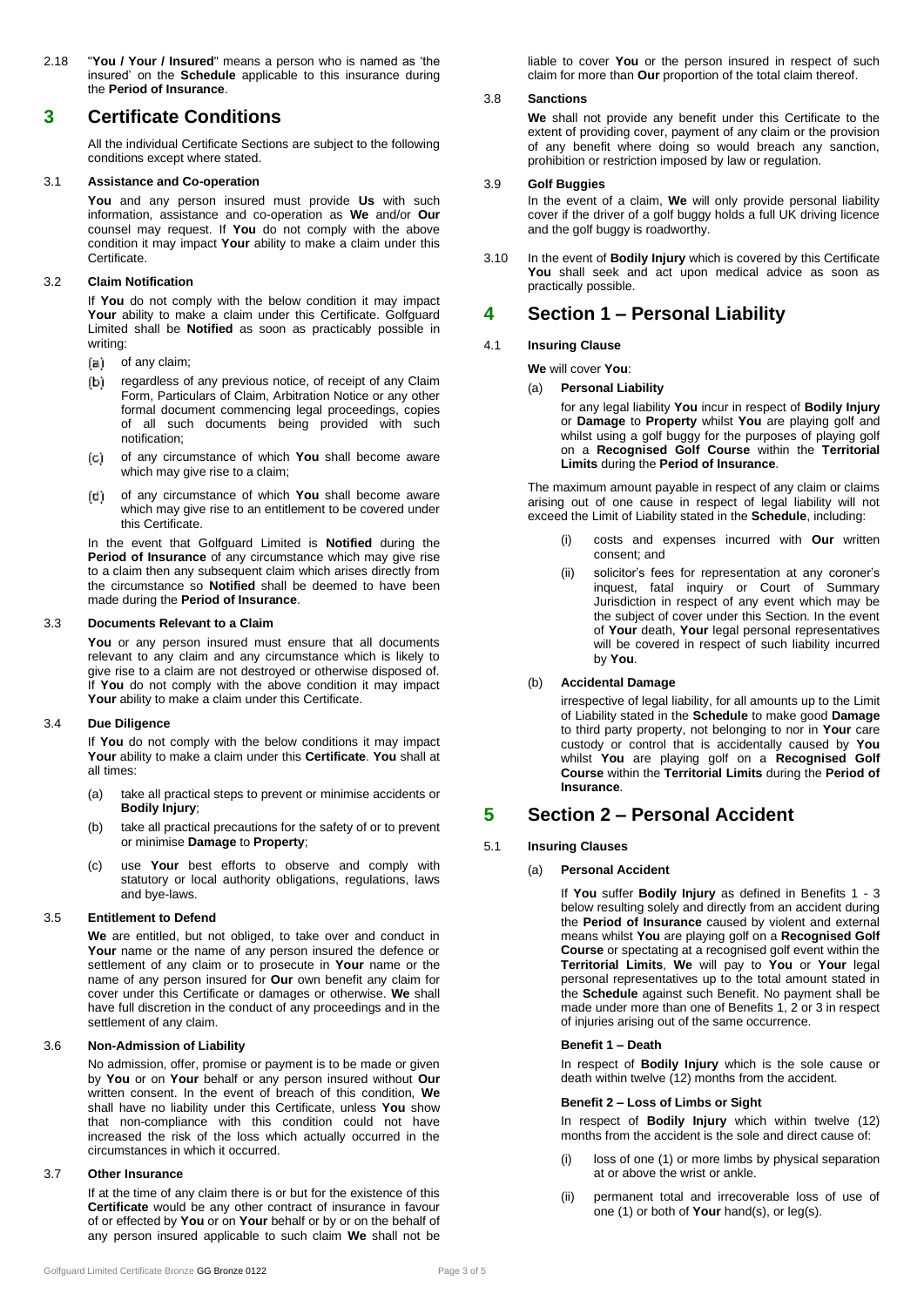2.18 "**You / Your / Insured**" means a person who is named as 'the insured' on the **Schedule** applicable to this insurance during the **Period of Insurance**.

# 3 Certificate Conditions

All the individual Certificate Sections are subject to the following conditions except where stated.

### 3.1 Assistance and Co-operation

**You** and any person insured must provide **Us** with such information, assistance and co-operation as **We** and/or **Our** counsel may request. If **You** do not comply with the above condition it may impact **Your** ability to make a claim under this Certificate.

### 3.2 Claim Notification

If **You** do not comply with the below condition it may impact **Your** ability to make a claim under this Certificate. Golfguard Limited shall be **Notified** as soon as practicably possible in writing:

(a) of any claim;

(b) regardless of any previous notice, of receipt of any Claim Form, Particulars of Claim, Arbitration Notice or any other formal document commencing legal proceedings, copies of all such documents being provided with such notification;

(c) of any circumstance of which **You** shall become aware which may give rise to a claim;

(d) of any circumstance of which **You** shall become aware which may give rise to an entitlement to be covered under this Certificate.

In the event that Golfguard Limited is **Notified** during the **Period of Insurance** of any circumstance which may give rise to a claim then any subsequent claim which arises directly from the circumstance so **Notified** shall be deemed to have been made during the **Period of Insurance**.

### 3.3 Documents Relevant to a Claim

**You** or any person insured must ensure that all documents relevant to any claim and any circumstance which is likely to give rise to a claim are not destroyed or otherwise disposed of. If **You** do not comply with the above condition it may impact **Your** ability to make a claim under this Certificate.

### 3.4 Due Diligence

If **You** do not comply with the below conditions it may impact **Your** ability to make a claim under this **Certificate**. **You** shall at all times:

(a) take all practical steps to prevent or minimise accidents or **Bodily Injury**;

(b) take all practical precautions for the safety of or to prevent or minimise **Damage** to **Property**;

(c) use **Your** best efforts to observe and comply with statutory or local authority obligations, regulations, laws and bye-laws.

### 3.5 Entitlement to Defend

**We** are entitled, but not obliged, to take over and conduct in **Your** name or the name of any person insured the defence or settlement of any claim or to prosecute in **Your** name or the name of any person insured for **Our** own benefit any claim for cover under this Certificate or damages or otherwise. **We** shall have full discretion in the conduct of any proceedings and in the settlement of any claim.

### 3.6 Non-Admission of Liability

No admission, offer, promise or payment is to be made or given by **You** or on **Your** behalf or any person insured without **Our** written consent. In the event of breach of this condition, **We** shall have no liability under this Certificate, unless **You** show that non-compliance with this condition could not have increased the risk of the loss which actually occurred in the circumstances in which it occurred.

### 3.7 Other Insurance

If at the time of any claim there is or but for the existence of this **Certificate** would be any other contract of insurance in favour of or effected by **You** or on **Your** behalf or by or on the behalf of any person insured applicable to such claim **We** shall not be liable to cover **You** or the person insured in respect of such claim for more than **Our** proportion of the total claim thereof.

### 3.8 Sanctions

**We** shall not provide any benefit under this Certificate to the extent of providing cover, payment of any claim or the provision of any benefit where doing so would breach any sanction, prohibition or restriction imposed by law or regulation.

### 3.9 Golf Buggies

In the event of a claim, **We** will only provide personal liability cover if the driver of a golf buggy holds a full UK driving licence and the golf buggy is roadworthy.

3.10 In the event of **Bodily Injury** which is covered by this Certificate **You** shall seek and act upon medical advice as soon as practically possible.

# 4 Section 1 – Personal Liability

### 4.1 Insuring Clause

**We** will cover **You**:

(a) **Personal Liability**

for any legal liability **You** incur in respect of **Bodily Injury** or **Damage** to **Property** whilst **You** are playing golf and whilst using a golf buggy for the purposes of playing golf on a **Recognised Golf Course** within the **Territorial Limits** during the **Period of Insurance**.

The maximum amount payable in respect of any claim or claims arising out of one cause in respect of legal liability will not exceed the Limit of Liability stated in the **Schedule**, including:

(i) costs and expenses incurred with **Our** written consent; and

(ii) solicitor's fees for representation at any coroner's inquest, fatal inquiry or Court of Summary Jurisdiction in respect of any event which may be the subject of cover under this Section. In the event of **Your** death, **Your** legal personal representatives will be covered in respect of such liability incurred by **You**.

(b) **Accidental Damage**

irrespective of legal liability, for all amounts up to the Limit of Liability stated in the **Schedule** to make good **Damage** to third party property, not belonging to nor in **Your** care custody or control that is accidentally caused by **You** whilst **You** are playing golf on a **Recognised Golf Course** within the **Territorial Limits** during the **Period of Insurance**.

# 5 Section 2 – Personal Accident

### 5.1 Insuring Clauses

(a) **Personal Accident**

If **You** suffer **Bodily Injury** as defined in Benefits 1 - 3 below resulting solely and directly from an accident during the **Period of Insurance** caused by violent and external means whilst **You** are playing golf on a **Recognised Golf Course** or spectating at a recognised golf event within the **Territorial Limits**, **We** will pay to **You** or **Your** legal personal representatives up to the total amount stated in the **Schedule** against such Benefit. No payment shall be made under more than one of Benefits 1, 2 or 3 in respect of injuries arising out of the same occurrence.

**Benefit 1 – Death**

In respect of **Bodily Injury** which is the sole cause or death within twelve (12) months from the accident.

**Benefit 2 – Loss of Limbs or Sight**

In respect of **Bodily Injury** which within twelve (12) months from the accident is the sole and direct cause of:

(i) loss of one (1) or more limbs by physical separation at or above the wrist or ankle.

(ii) permanent total and irrecoverable loss of use of one (1) or both of **Your** hand(s), or leg(s).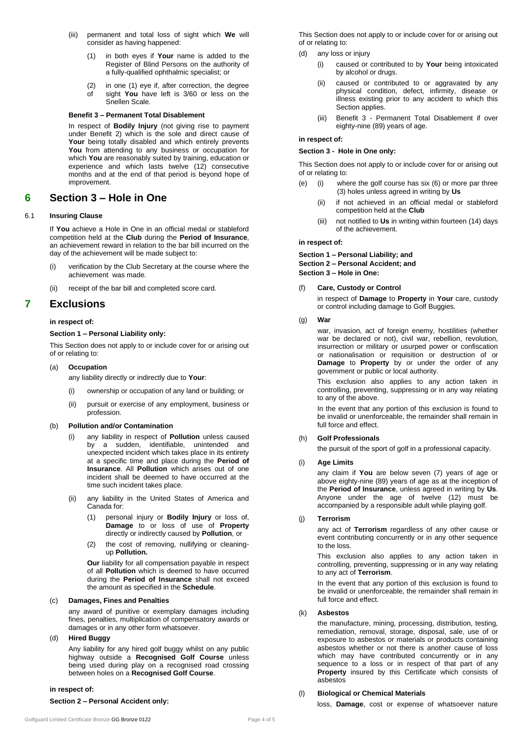(iii) permanent and total loss of sight which **We** will consider as having happened:

   (1) in both eyes if **Your** name is added to the Register of Blind Persons on the authority of a fully-qualified ophthalmic specialist; or

   (2) in one (1) eye if, after correction, the degree of sight **You** have left is 3/60 or less on the Snellen Scale.

**Benefit 3 – Permanent Total Disablement**

In respect of **Bodily Injury** (not giving rise to payment under Benefit 2) which is the sole and direct cause of **Your** being totally disabled and which entirely prevents **You** from attending to any business or occupation for which **You** are reasonably suited by training, education or experience and which lasts twelve (12) consecutive months and at the end of that period is beyond hope of improvement.

# 6 Section 3 – Hole in One

## 6.1 Insuring Clause

If **You** achieve a Hole in One in an official medal or stableford competition held at the **Club** during the **Period of Insurance**, an achievement reward in relation to the bar bill incurred on the day of the achievement will be made subject to:

(i) verification by the Club Secretary at the course where the achievement was made.

(ii) receipt of the bar bill and completed score card.

# 7 Exclusions

**in respect of:**

**Section 1 – Personal Liability only:**

This Section does not apply to or include cover for or arising out of or relating to:

(a) **Occupation**

any liability directly or indirectly due to **Your**:

   (i) ownership or occupation of any land or building; or

   (ii) pursuit or exercise of any employment, business or profession.

(b) **Pollution and/or Contamination**

   (i) any liability in respect of **Pollution** unless caused by a sudden, identifiable, unintended and unexpected incident which takes place in its entirety at a specific time and place during the **Period of Insurance**. All **Pollution** which arises out of one incident shall be deemed to have occurred at the time such incident takes place.

   (ii) any liability in the United States of America and Canada for:

      (1) personal injury or **Bodily Injury** or loss of, **Damage** to or loss of use of **Property** directly or indirectly caused by **Pollution**, or

      (2) the cost of removing, nullifying or cleaning-up **Pollution.**

   **Our** liability for all compensation payable in respect of all **Pollution** which is deemed to have occurred during the **Period of Insurance** shall not exceed the amount as specified in the **Schedule**.

(c) **Damages, Fines and Penalties**

any award of punitive or exemplary damages including fines, penalties, multiplication of compensatory awards or damages or in any other form whatsoever.

(d) **Hired Buggy**

Any liability for any hired golf buggy whilst on any public highway outside a **Recognised Golf Course** unless being used during play on a recognised road crossing between holes on a **Recognised Golf Course**.

**in respect of:**

**Section 2 – Personal Accident only:**

This Section does not apply to or include cover for or arising out of or relating to:

(d) any loss or injury

   (i) caused or contributed to by **Your** being intoxicated by alcohol or drugs.

   (ii) caused or contributed to or aggravated by any physical condition, defect, infirmity, disease or illness existing prior to any accident to which this Section applies.

   (iii) Benefit 3 - Permanent Total Disablement if over eighty-nine (89) years of age.

**in respect of:**

**Section 3 - Hole in One only:**

This Section does not apply to or include cover for or arising out of or relating to:

(e) (i) where the golf course has six (6) or more par three (3) holes unless agreed in writing by **Us**

   (ii) if not achieved in an official medal or stableford competition held at the **Club**

   (iii) not notified to **Us** in writing within fourteen (14) days of the achievement.

**in respect of:**

**Section 1 – Personal Liability; and**
**Section 2 – Personal Accident; and**
**Section 3 – Hole in One:**

(f) **Care, Custody or Control**

in respect of **Damage** to **Property** in **Your** care, custody or control including damage to Golf Buggies.

(g) **War**

war, invasion, act of foreign enemy, hostilities (whether war be declared or not), civil war, rebellion, revolution, insurrection or military or usurped power or confiscation or nationalisation or requisition or destruction of or **Damage** to **Property** by or under the order of any government or public or local authority.

This exclusion also applies to any action taken in controlling, preventing, suppressing or in any way relating to any of the above.

In the event that any portion of this exclusion is found to be invalid or unenforceable, the remainder shall remain in full force and effect.

(h) **Golf Professionals**

the pursuit of the sport of golf in a professional capacity.

(i) **Age Limits**

any claim if **You** are below seven (7) years of age or above eighty-nine (89) years of age as at the inception of the **Period of Insurance**, unless agreed in writing by **Us**. Anyone under the age of twelve (12) must be accompanied by a responsible adult while playing golf.

(j) **Terrorism**

any act of **Terrorism** regardless of any other cause or event contributing concurrently or in any other sequence to the loss.

This exclusion also applies to any action taken in controlling, preventing, suppressing or in any way relating to any act of **Terrorism**.

In the event that any portion of this exclusion is found to be invalid or unenforceable, the remainder shall remain in full force and effect.

(k) **Asbestos**

the manufacture, mining, processing, distribution, testing, remediation, removal, storage, disposal, sale, use of or exposure to asbestos or materials or products containing asbestos whether or not there is another cause of loss which may have contributed concurrently or in any sequence to a loss or in respect of that part of any **Property** insured by this Certificate which consists of asbestos

(l) **Biological or Chemical Materials**

loss, **Damage**, cost or expense of whatsoever nature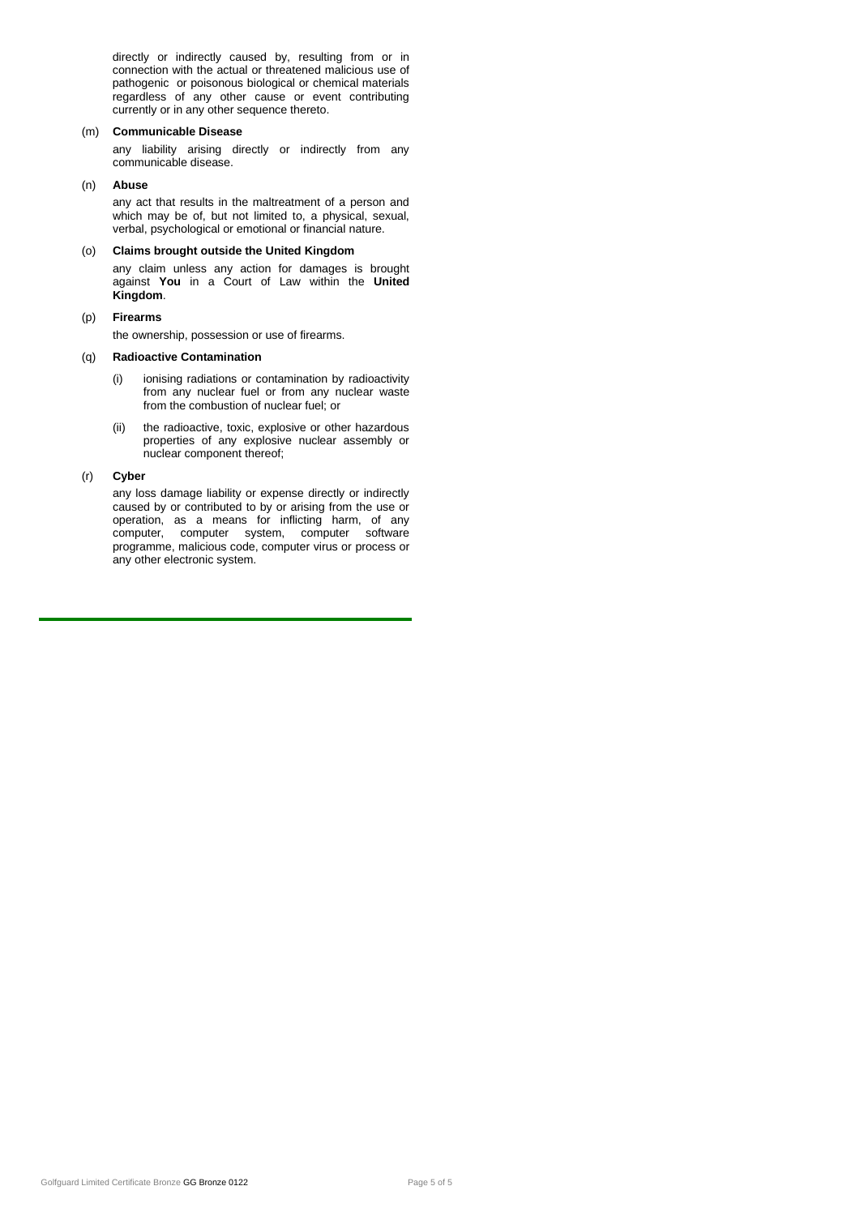directly or indirectly caused by, resulting from or in connection with the actual or threatened malicious use of pathogenic or poisonous biological or chemical materials regardless of any other cause or event contributing currently or in any other sequence thereto.

(m) **Communicable Disease**

any liability arising directly or indirectly from any communicable disease.

(n) **Abuse**

any act that results in the maltreatment of a person and which may be of, but not limited to, a physical, sexual, verbal, psychological or emotional or financial nature.

(o) **Claims brought outside the United Kingdom**

any claim unless any action for damages is brought against **You** in a Court of Law within the **United Kingdom**.

(p) **Firearms**

the ownership, possession or use of firearms.

(q) **Radioactive Contamination**

(i) ionising radiations or contamination by radioactivity from any nuclear fuel or from any nuclear waste from the combustion of nuclear fuel; or

(ii) the radioactive, toxic, explosive or other hazardous properties of any explosive nuclear assembly or nuclear component thereof;

(r) **Cyber**

any loss damage liability or expense directly or indirectly caused by or contributed to by or arising from the use or operation, as a means for inflicting harm, of any computer, computer system, computer software programme, malicious code, computer virus or process or any other electronic system.